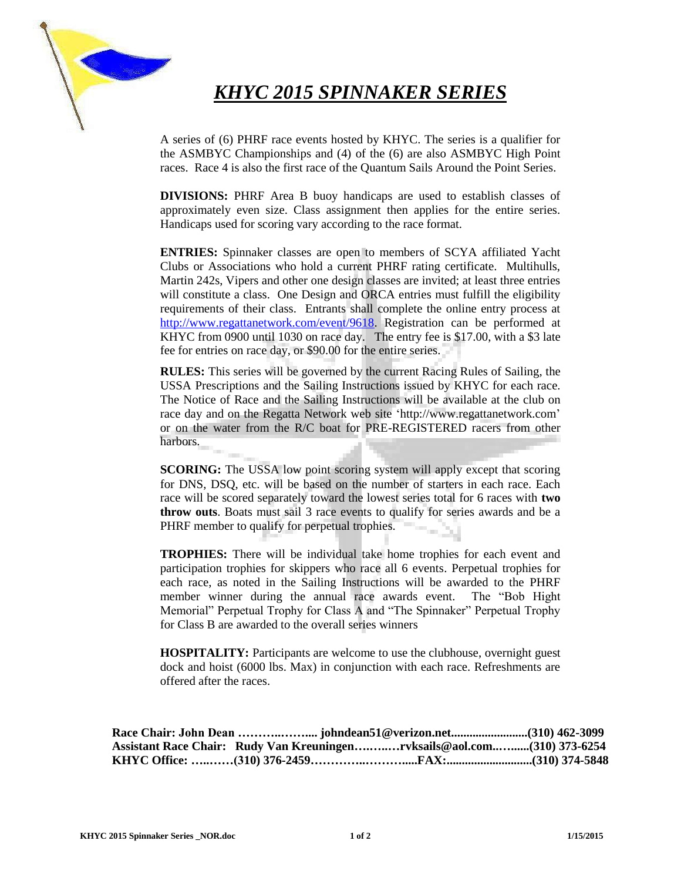# *KHYC 2015 SPINNAKER SERIES*

A series of (6) PHRF race events hosted by KHYC. The series is a qualifier for the ASMBYC Championships and (4) of the (6) are also ASMBYC High Point races. Race 4 is also the first race of the Quantum Sails Around the Point Series.

**DIVISIONS:** PHRF Area B buoy handicaps are used to establish classes of approximately even size. Class assignment then applies for the entire series. Handicaps used for scoring vary according to the race format.

**ENTRIES:** Spinnaker classes are open to members of SCYA affiliated Yacht Clubs or Associations who hold a current PHRF rating certificate. Multihulls, Martin 242s, Vipers and other one design classes are invited; at least three entries will constitute a class. One Design and ORCA entries must fulfill the eligibility requirements of their class. Entrants shall complete the online entry process at http://www.regattanetwork.com/event/9618. Registration can be performed at KHYC from 0900 until 1030 on race day. The entry fee is $17.00, with a $3 late fee for entries on race day, or $90.00 for the entire series.

**RULES:** This series will be governed by the current Racing Rules of Sailing, the USSA Prescriptions and the Sailing Instructions issued by KHYC for each race. The Notice of Race and the Sailing Instructions will be available at the club on race day and on the Regatta Network web site 'http://www.regattanetwork.com' or on the water from the R/C boat for PRE-REGISTERED racers from other harbors.

**SCORING:** The USSA low point scoring system will apply except that scoring for DNS, DSQ, etc. will be based on the number of starters in each race. Each race will be scored separately toward the lowest series total for 6 races with **two throw outs**. Boats must sail 3 race events to qualify for series awards and be a PHRF member to qualify for perpetual trophies.

**TROPHIES:** There will be individual take home trophies for each event and participation trophies for skippers who race all 6 events. Perpetual trophies for each race, as noted in the Sailing Instructions will be awarded to the PHRF member winner during the annual race awards event. The "Bob Hight Memorial" Perpetual Trophy for Class A and "The Spinnaker" Perpetual Trophy for Class B are awarded to the overall series winners

**HOSPITALITY:** Participants are welcome to use the clubhouse, overnight guest dock and hoist (6000 lbs. Max) in conjunction with each race. Refreshments are offered after the races.

**Race Chair: John Dean ………..…….... johndean51@verizon.net........................(310) 462-3099**
**Assistant Race Chair: Rudy Van Kreuningen….…..…rvksails@aol.com..….......(310) 373-6254**
**KHYC Office: …..……(310) 376-2459…………..………....FAX:...........................(310) 374-5848**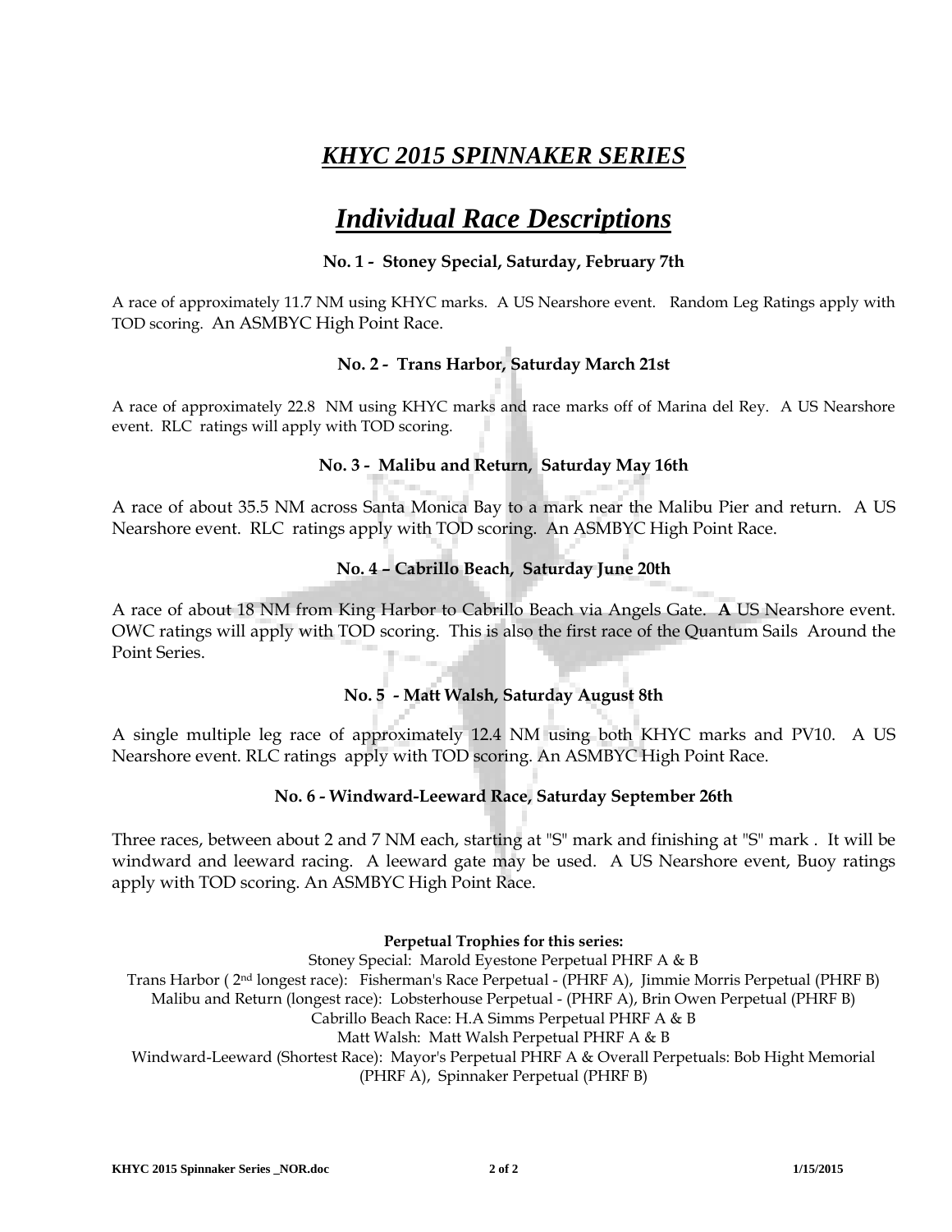# *KHYC 2015 SPINNAKER SERIES*

## *Individual Race Descriptions*

### No. 1 - Stoney Special, Saturday, February 7th

A race of approximately 11.7 NM using KHYC marks. A US Nearshore event. Random Leg Ratings apply with TOD scoring. An ASMBYC High Point Race.

### No. 2 - Trans Harbor, Saturday March 21st

A race of approximately 22.8 NM using KHYC marks and race marks off of Marina del Rey. A US Nearshore event. RLC ratings will apply with TOD scoring.

### No. 3 - Malibu and Return, Saturday May 16th

A race of about 35.5 NM across Santa Monica Bay to a mark near the Malibu Pier and return. A US Nearshore event. RLC ratings apply with TOD scoring. An ASMBYC High Point Race.

### No. 4 – Cabrillo Beach, Saturday June 20th

A race of about 18 NM from King Harbor to Cabrillo Beach via Angels Gate. **A** US Nearshore event. OWC ratings will apply with TOD scoring. This is also the first race of the Quantum Sails Around the Point Series.

### No. 5 - Matt Walsh, Saturday August 8th

A single multiple leg race of approximately 12.4 NM using both KHYC marks and PV10. A US Nearshore event. RLC ratings apply with TOD scoring. An ASMBYC High Point Race.

### No. 6 - Windward-Leeward Race, Saturday September 26th

Three races, between about 2 and 7 NM each, starting at "S" mark and finishing at "S" mark . It will be windward and leeward racing. A leeward gate may be used. A US Nearshore event, Buoy ratings apply with TOD scoring. An ASMBYC High Point Race.

**Perpetual Trophies for this series:**

Stoney Special: Marold Eyestone Perpetual PHRF A & B
Trans Harbor ( 2nd longest race): Fisherman's Race Perpetual - (PHRF A), Jimmie Morris Perpetual (PHRF B)
Malibu and Return (longest race): Lobsterhouse Perpetual - (PHRF A), Brin Owen Perpetual (PHRF B)
Cabrillo Beach Race: H.A Simms Perpetual PHRF A & B
Matt Walsh: Matt Walsh Perpetual PHRF A & B
Windward-Leeward (Shortest Race): Mayor's Perpetual PHRF A & Overall Perpetuals: Bob Hight Memorial (PHRF A), Spinnaker Perpetual (PHRF B)